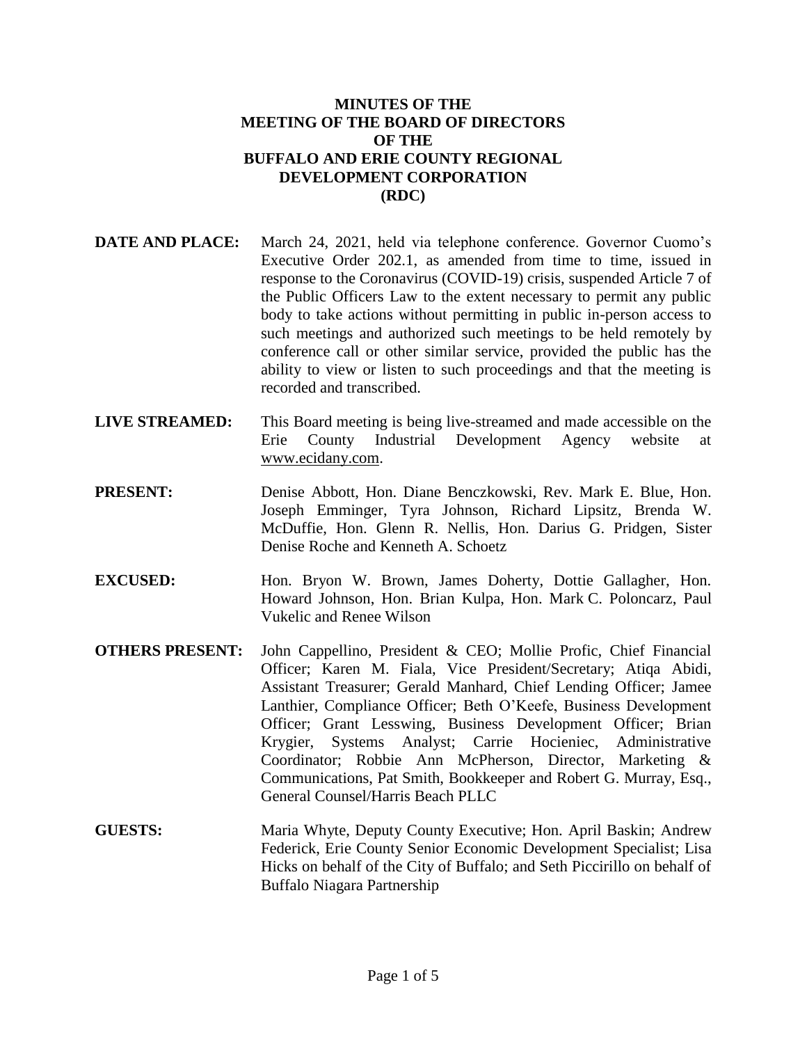# MINUTES OF THE MEETING OF THE BOARD OF DIRECTORS OF THE BUFFALO AND ERIE COUNTY REGIONAL DEVELOPMENT CORPORATION (RDC)

**DATE AND PLACE:** March 24, 2021, held via telephone conference. Governor Cuomo's Executive Order 202.1, as amended from time to time, issued in response to the Coronavirus (COVID-19) crisis, suspended Article 7 of the Public Officers Law to the extent necessary to permit any public body to take actions without permitting in public in-person access to such meetings and authorized such meetings to be held remotely by conference call or other similar service, provided the public has the ability to view or listen to such proceedings and that the meeting is recorded and transcribed.

**LIVE STREAMED:** This Board meeting is being live-streamed and made accessible on the Erie County Industrial Development Agency website at www.ecidany.com.

**PRESENT:** Denise Abbott, Hon. Diane Benczkowski, Rev. Mark E. Blue, Hon. Joseph Emminger, Tyra Johnson, Richard Lipsitz, Brenda W. McDuffie, Hon. Glenn R. Nellis, Hon. Darius G. Pridgen, Sister Denise Roche and Kenneth A. Schoetz

**EXCUSED:** Hon. Bryon W. Brown, James Doherty, Dottie Gallagher, Hon. Howard Johnson, Hon. Brian Kulpa, Hon. Mark C. Poloncarz, Paul Vukelic and Renee Wilson

**OTHERS PRESENT:** John Cappellino, President & CEO; Mollie Profic, Chief Financial Officer; Karen M. Fiala, Vice President/Secretary; Atiqa Abidi, Assistant Treasurer; Gerald Manhard, Chief Lending Officer; Jamee Lanthier, Compliance Officer; Beth O'Keefe, Business Development Officer; Grant Lesswing, Business Development Officer; Brian Krygier, Systems Analyst; Carrie Hocieniec, Administrative Coordinator; Robbie Ann McPherson, Director, Marketing & Communications, Pat Smith, Bookkeeper and Robert G. Murray, Esq., General Counsel/Harris Beach PLLC

**GUESTS:** Maria Whyte, Deputy County Executive; Hon. April Baskin; Andrew Federick, Erie County Senior Economic Development Specialist; Lisa Hicks on behalf of the City of Buffalo; and Seth Piccirillo on behalf of Buffalo Niagara Partnership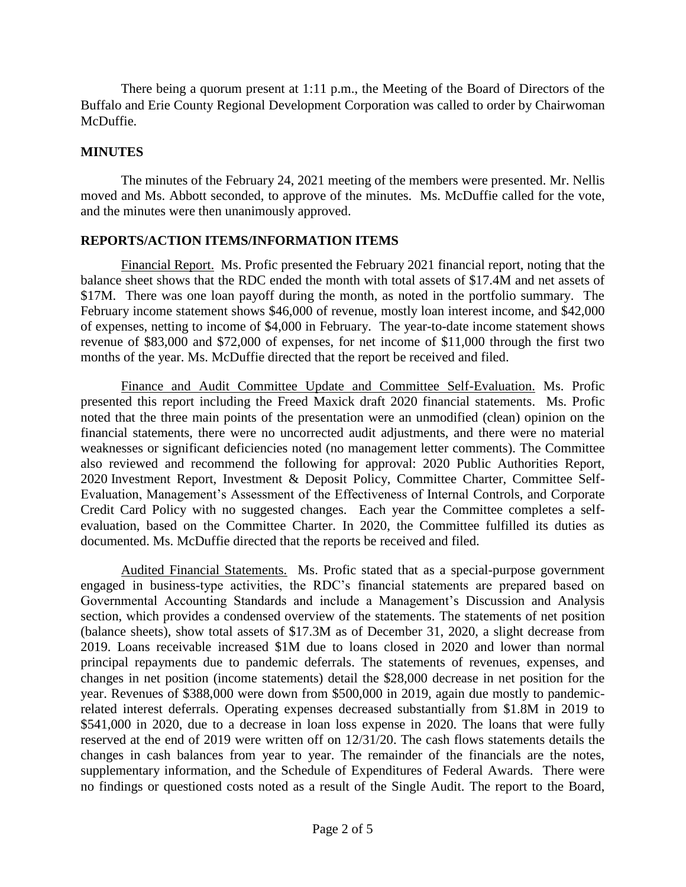There being a quorum present at 1:11 p.m., the Meeting of the Board of Directors of the Buffalo and Erie County Regional Development Corporation was called to order by Chairwoman McDuffie.

## MINUTES

The minutes of the February 24, 2021 meeting of the members were presented. Mr. Nellis moved and Ms. Abbott seconded, to approve of the minutes. Ms. McDuffie called for the vote, and the minutes were then unanimously approved.

## REPORTS/ACTION ITEMS/INFORMATION ITEMS

Financial Report. Ms. Profic presented the February 2021 financial report, noting that the balance sheet shows that the RDC ended the month with total assets of \$17.4M and net assets of \$17M. There was one loan payoff during the month, as noted in the portfolio summary. The February income statement shows \$46,000 of revenue, mostly loan interest income, and \$42,000 of expenses, netting to income of \$4,000 in February. The year-to-date income statement shows revenue of \$83,000 and \$72,000 of expenses, for net income of \$11,000 through the first two months of the year. Ms. McDuffie directed that the report be received and filed.

Finance and Audit Committee Update and Committee Self-Evaluation. Ms. Profic presented this report including the Freed Maxick draft 2020 financial statements. Ms. Profic noted that the three main points of the presentation were an unmodified (clean) opinion on the financial statements, there were no uncorrected audit adjustments, and there were no material weaknesses or significant deficiencies noted (no management letter comments). The Committee also reviewed and recommend the following for approval: 2020 Public Authorities Report, 2020 Investment Report, Investment & Deposit Policy, Committee Charter, Committee Self-Evaluation, Management's Assessment of the Effectiveness of Internal Controls, and Corporate Credit Card Policy with no suggested changes. Each year the Committee completes a self-evaluation, based on the Committee Charter. In 2020, the Committee fulfilled its duties as documented. Ms. McDuffie directed that the reports be received and filed.

Audited Financial Statements. Ms. Profic stated that as a special-purpose government engaged in business-type activities, the RDC's financial statements are prepared based on Governmental Accounting Standards and include a Management's Discussion and Analysis section, which provides a condensed overview of the statements. The statements of net position (balance sheets), show total assets of \$17.3M as of December 31, 2020, a slight decrease from 2019. Loans receivable increased \$1M due to loans closed in 2020 and lower than normal principal repayments due to pandemic deferrals. The statements of revenues, expenses, and changes in net position (income statements) detail the \$28,000 decrease in net position for the year. Revenues of \$388,000 were down from \$500,000 in 2019, again due mostly to pandemic-related interest deferrals. Operating expenses decreased substantially from \$1.8M in 2019 to \$541,000 in 2020, due to a decrease in loan loss expense in 2020. The loans that were fully reserved at the end of 2019 were written off on 12/31/20. The cash flows statements details the changes in cash balances from year to year. The remainder of the financials are the notes, supplementary information, and the Schedule of Expenditures of Federal Awards. There were no findings or questioned costs noted as a result of the Single Audit. The report to the Board,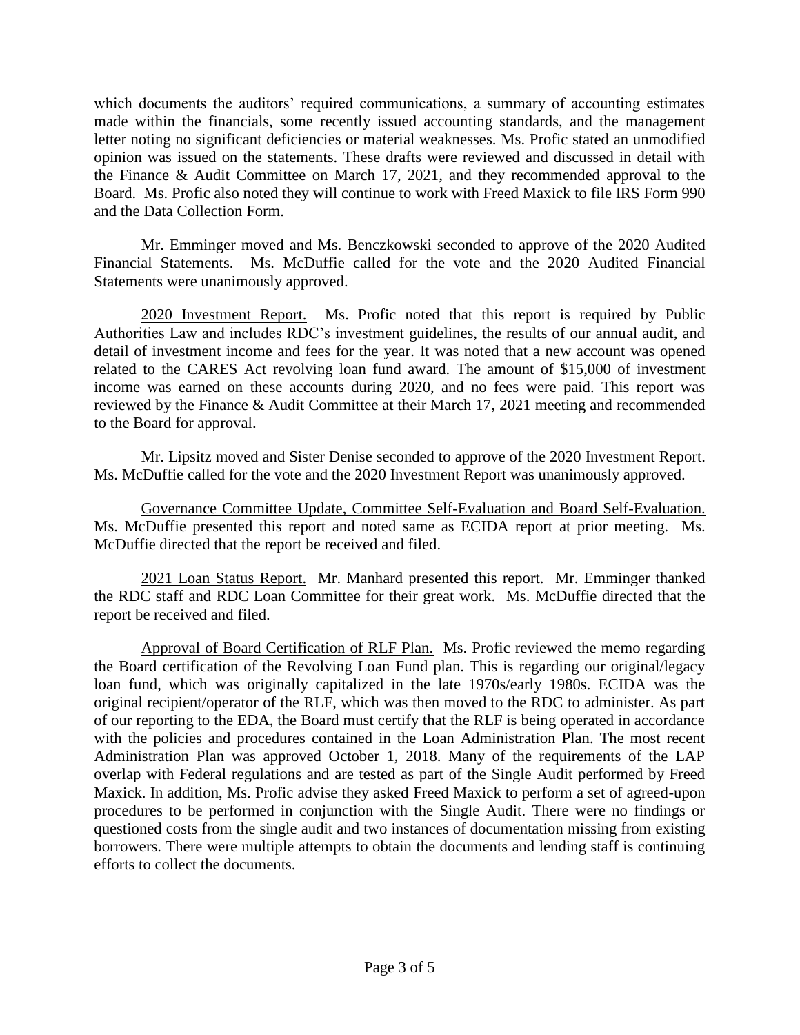which documents the auditors' required communications, a summary of accounting estimates made within the financials, some recently issued accounting standards, and the management letter noting no significant deficiencies or material weaknesses. Ms. Profic stated an unmodified opinion was issued on the statements. These drafts were reviewed and discussed in detail with the Finance & Audit Committee on March 17, 2021, and they recommended approval to the Board. Ms. Profic also noted they will continue to work with Freed Maxick to file IRS Form 990 and the Data Collection Form.

Mr. Emminger moved and Ms. Benczkowski seconded to approve of the 2020 Audited Financial Statements. Ms. McDuffie called for the vote and the 2020 Audited Financial Statements were unanimously approved.

2020 Investment Report. Ms. Profic noted that this report is required by Public Authorities Law and includes RDC's investment guidelines, the results of our annual audit, and detail of investment income and fees for the year. It was noted that a new account was opened related to the CARES Act revolving loan fund award. The amount of $15,000 of investment income was earned on these accounts during 2020, and no fees were paid. This report was reviewed by the Finance & Audit Committee at their March 17, 2021 meeting and recommended to the Board for approval.

Mr. Lipsitz moved and Sister Denise seconded to approve of the 2020 Investment Report. Ms. McDuffie called for the vote and the 2020 Investment Report was unanimously approved.

Governance Committee Update, Committee Self-Evaluation and Board Self-Evaluation. Ms. McDuffie presented this report and noted same as ECIDA report at prior meeting. Ms. McDuffie directed that the report be received and filed.

2021 Loan Status Report. Mr. Manhard presented this report. Mr. Emminger thanked the RDC staff and RDC Loan Committee for their great work. Ms. McDuffie directed that the report be received and filed.

Approval of Board Certification of RLF Plan. Ms. Profic reviewed the memo regarding the Board certification of the Revolving Loan Fund plan. This is regarding our original/legacy loan fund, which was originally capitalized in the late 1970s/early 1980s. ECIDA was the original recipient/operator of the RLF, which was then moved to the RDC to administer. As part of our reporting to the EDA, the Board must certify that the RLF is being operated in accordance with the policies and procedures contained in the Loan Administration Plan. The most recent Administration Plan was approved October 1, 2018. Many of the requirements of the LAP overlap with Federal regulations and are tested as part of the Single Audit performed by Freed Maxick. In addition, Ms. Profic advise they asked Freed Maxick to perform a set of agreed-upon procedures to be performed in conjunction with the Single Audit. There were no findings or questioned costs from the single audit and two instances of documentation missing from existing borrowers. There were multiple attempts to obtain the documents and lending staff is continuing efforts to collect the documents.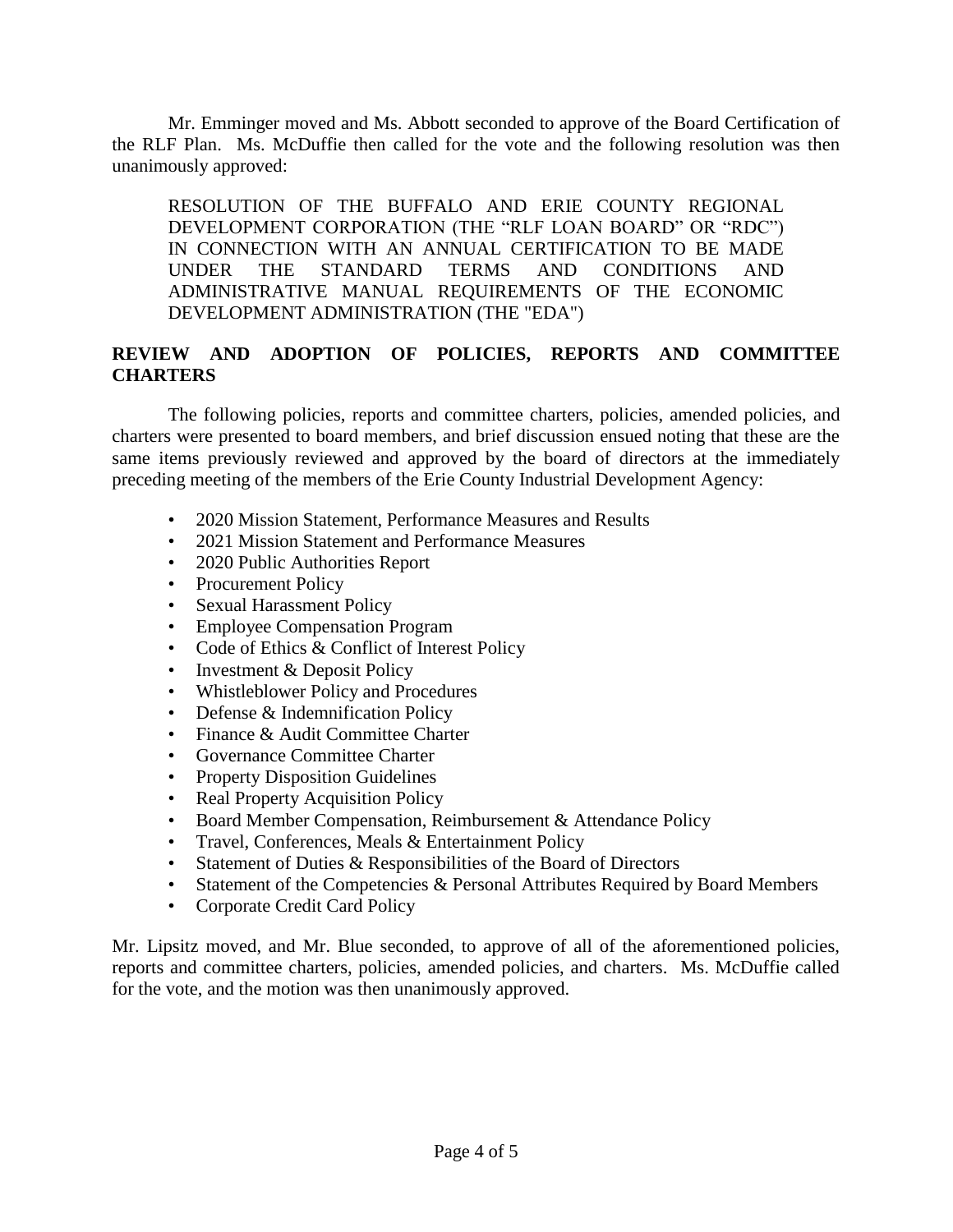Mr. Emminger moved and Ms. Abbott seconded to approve of the Board Certification of the RLF Plan. Ms. McDuffie then called for the vote and the following resolution was then unanimously approved:

> RESOLUTION OF THE BUFFALO AND ERIE COUNTY REGIONAL DEVELOPMENT CORPORATION (THE "RLF LOAN BOARD" OR "RDC") IN CONNECTION WITH AN ANNUAL CERTIFICATION TO BE MADE UNDER THE STANDARD TERMS AND CONDITIONS AND ADMINISTRATIVE MANUAL REQUIREMENTS OF THE ECONOMIC DEVELOPMENT ADMINISTRATION (THE "EDA")

**REVIEW AND ADOPTION OF POLICIES, REPORTS AND COMMITTEE CHARTERS**

The following policies, reports and committee charters, policies, amended policies, and charters were presented to board members, and brief discussion ensued noting that these are the same items previously reviewed and approved by the board of directors at the immediately preceding meeting of the members of the Erie County Industrial Development Agency:

- 2020 Mission Statement, Performance Measures and Results
- 2021 Mission Statement and Performance Measures
- 2020 Public Authorities Report
- Procurement Policy
- Sexual Harassment Policy
- Employee Compensation Program
- Code of Ethics & Conflict of Interest Policy
- Investment & Deposit Policy
- Whistleblower Policy and Procedures
- Defense & Indemnification Policy
- Finance & Audit Committee Charter
- Governance Committee Charter
- Property Disposition Guidelines
- Real Property Acquisition Policy
- Board Member Compensation, Reimbursement & Attendance Policy
- Travel, Conferences, Meals & Entertainment Policy
- Statement of Duties & Responsibilities of the Board of Directors
- Statement of the Competencies & Personal Attributes Required by Board Members
- Corporate Credit Card Policy

Mr. Lipsitz moved, and Mr. Blue seconded, to approve of all of the aforementioned policies, reports and committee charters, policies, amended policies, and charters. Ms. McDuffie called for the vote, and the motion was then unanimously approved.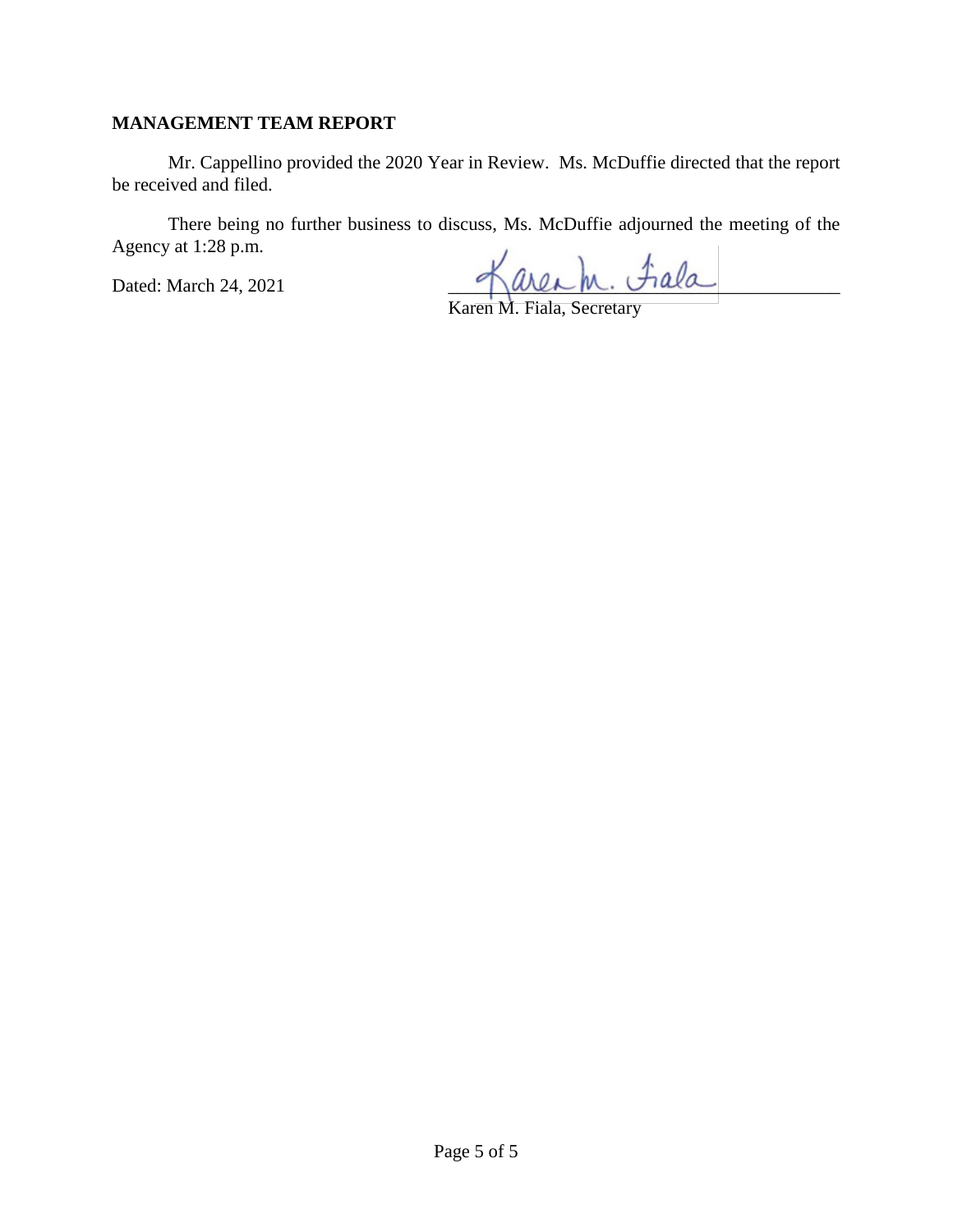**MANAGEMENT TEAM REPORT**

Mr. Cappellino provided the 2020 Year in Review. Ms. McDuffie directed that the report be received and filed.

There being no further business to discuss, Ms. McDuffie adjourned the meeting of the Agency at 1:28 p.m.

Dated: March 24, 2021

Karen M. Fiala, Secretary